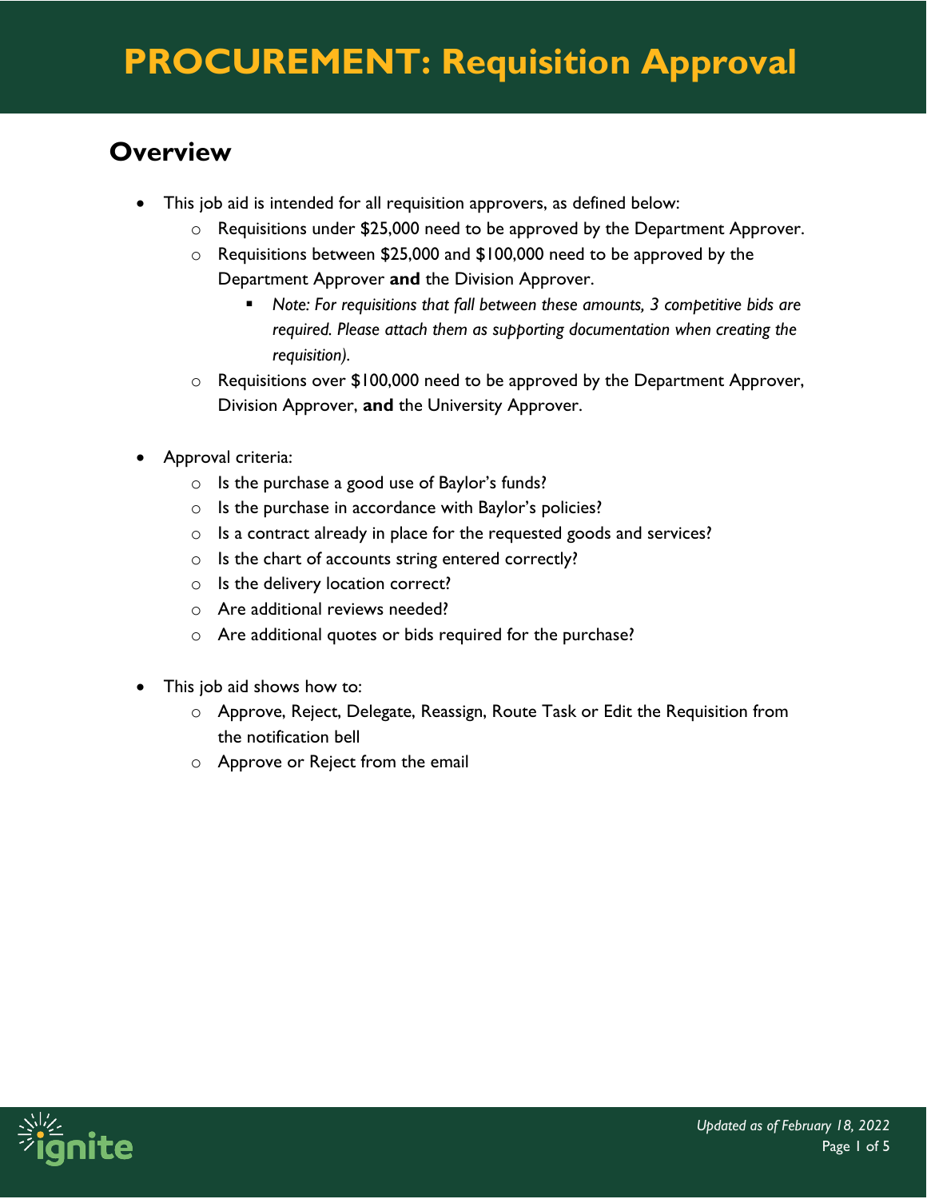# PROCUREMENT: Requisition Approval

## Overview

- This job aid is intended for all requisition approvers, as defined below:
  - Requisitions under $25,000 need to be approved by the Department Approver.
  - Requisitions between $25,000 and $100,000 need to be approved by the Department Approver **and** the Division Approver.
    - *Note: For requisitions that fall between these amounts, 3 competitive bids are required. Please attach them as supporting documentation when creating the requisition).*
  - Requisitions over $100,000 need to be approved by the Department Approver, Division Approver, **and** the University Approver.

- Approval criteria:
  - Is the purchase a good use of Baylor's funds?
  - Is the purchase in accordance with Baylor's policies?
  - Is a contract already in place for the requested goods and services?
  - Is the chart of accounts string entered correctly?
  - Is the delivery location correct?
  - Are additional reviews needed?
  - Are additional quotes or bids required for the purchase?

- This job aid shows how to:
  - Approve, Reject, Delegate, Reassign, Route Task or Edit the Requisition from the notification bell
  - Approve or Reject from the email

*Updated as of February 18, 2022*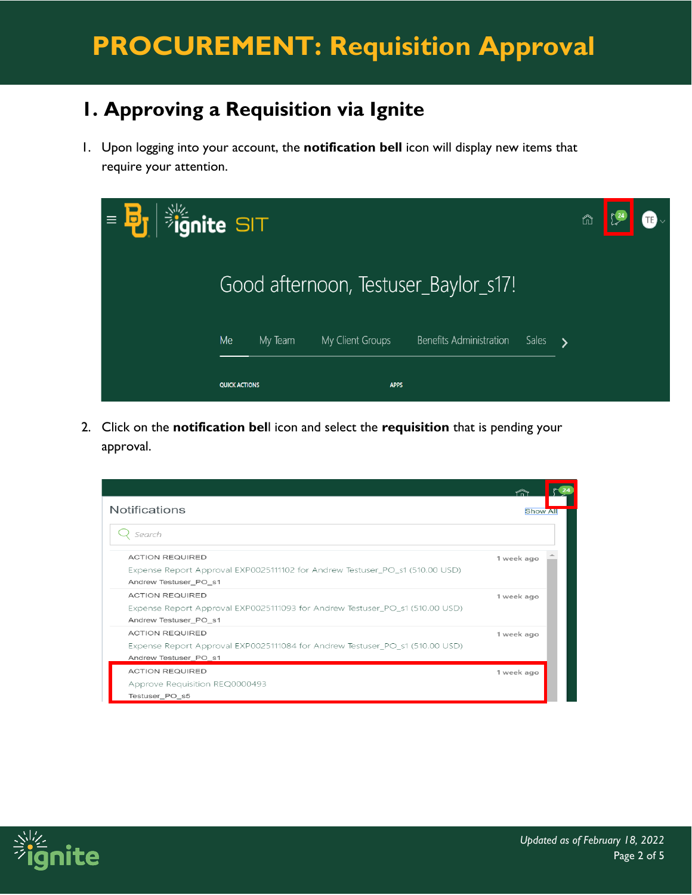# PROCUREMENT: Requisition Approval

## 1. Approving a Requisition via Ignite

1. Upon logging into your account, the **notification bell** icon will display new items that require your attention.

2. Click on the **notification bell** icon and select the **requisition** that is pending your approval.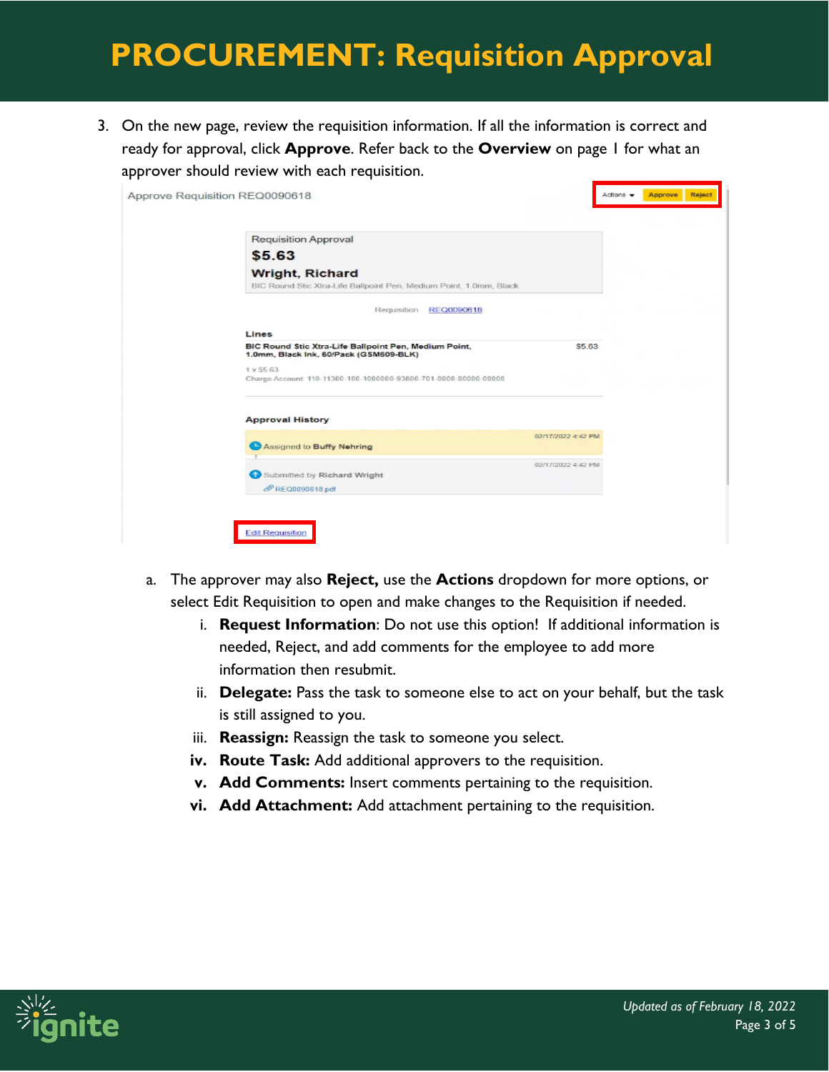3. On the new page, review the requisition information. If all the information is correct and ready for approval, click **Approve**. Refer back to the **Overview** on page 1 for what an approver should review with each requisition.

Approve Requisition REQ0090618

Actions Approve Reject

Requisition Approval

$5.63

Wright, Richard

BIC Round Stic Xtra-Life Ballpoint Pen, Medium Point, 1.0mm, Black

Requisition REQ0090618

Lines

BIC Round Stic Xtra-Life Ballpoint Pen, Medium Point, 1.0mm, Black Ink, 60/Pack (GSM609-BLK) $5.63

1 x $5.63

Charge Account: 110-11300-100-1000000-93600-701-0000-00000-00000

Approval History

02/17/2022 4:42 PM Assigned to Buffy Nehring

02/17/2022 4:42 PM Submitted by Richard Wright

REQ0090618.pdf

Edit Requisition

a. The approver may also **Reject,** use the **Actions** dropdown for more options, or select Edit Requisition to open and make changes to the Requisition if needed.

   i. **Request Information**: Do not use this option! If additional information is needed, Reject, and add comments for the employee to add more information then resubmit.

   ii. **Delegate:** Pass the task to someone else to act on your behalf, but the task is still assigned to you.

   iii. **Reassign:** Reassign the task to someone you select.

   iv. **Route Task:** Add additional approvers to the requisition.

   v. **Add Comments:** Insert comments pertaining to the requisition.

   vi. **Add Attachment:** Add attachment pertaining to the requisition.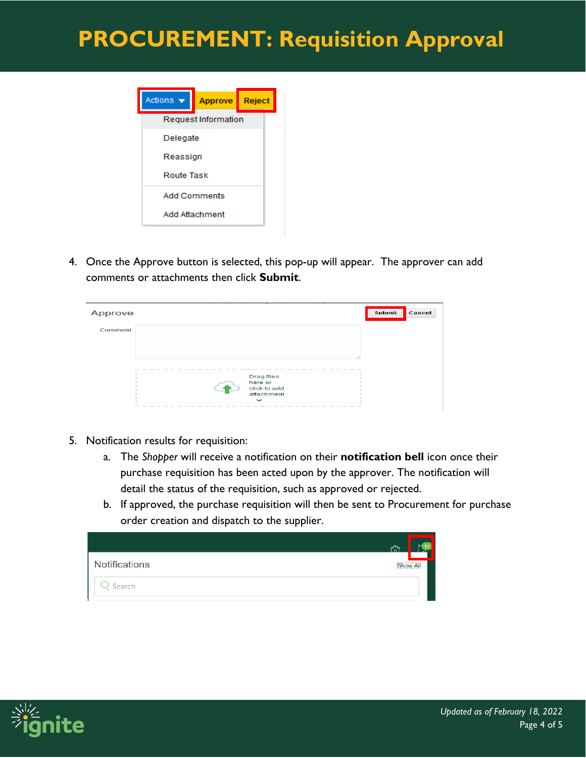4. Once the Approve button is selected, this pop-up will appear. The approver can add comments or attachments then click **Submit**.

5. Notification results for requisition:
   a. The *Shopper* will receive a notification on their **notification bell** icon once their purchase requisition has been acted upon by the approver. The notification will detail the status of the requisition, such as approved or rejected.
   b. If approved, the purchase requisition will then be sent to Procurement for purchase order creation and dispatch to the supplier.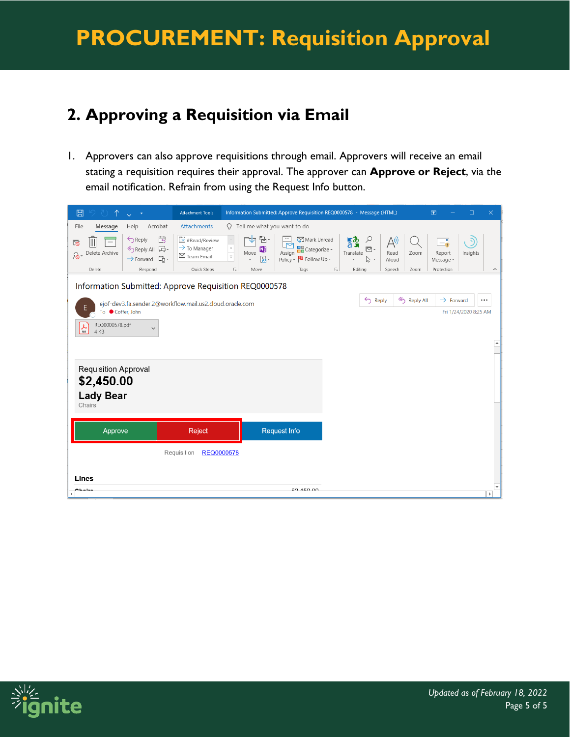# PROCUREMENT: Requisition Approval

## 2. Approving a Requisition via Email

1. Approvers can also approve requisitions through email. Approvers will receive an email stating a requisition requires their approval. The approver can **Approve or Reject**, via the email notification. Refrain from using the Request Info button.